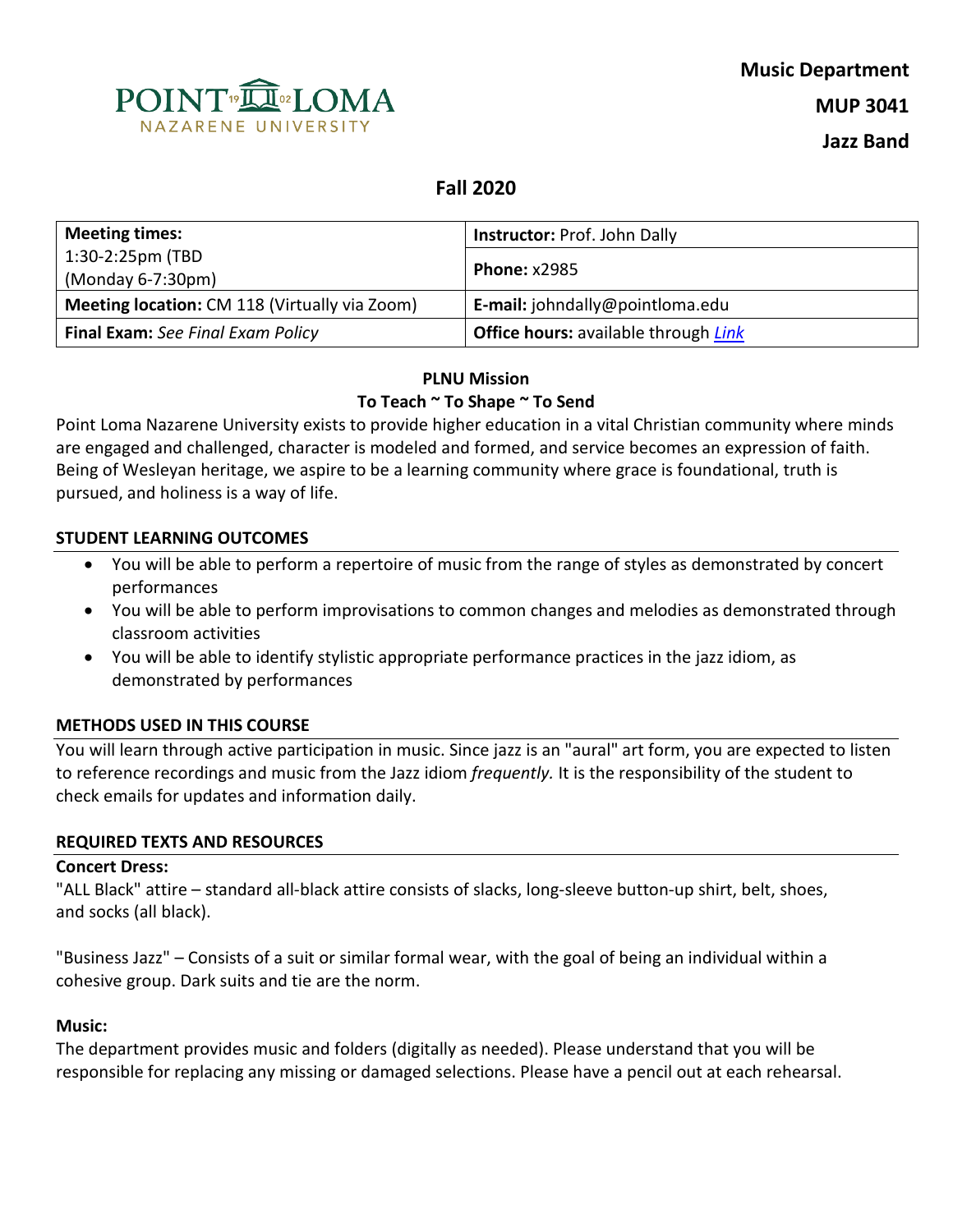**Music Department**

**MUP 3041**

**Jazz Band**

## Fall 2020

| **Meeting times:** 1:30-2:25pm (TBD (Monday 6-7:30pm) | **Instructor:** Prof. John Dally |
|---|---|
| | **Phone:** x2985 |
| **Meeting location:** CM 118 (Virtually via Zoom) | **E-mail:** johndally@pointloma.edu |
| **Final Exam:** *See Final Exam Policy* | **Office hours:** available through *Link* |

**PLNU Mission**

**To Teach ~ To Shape ~ To Send**

Point Loma Nazarene University exists to provide higher education in a vital Christian community where minds are engaged and challenged, character is modeled and formed, and service becomes an expression of faith. Being of Wesleyan heritage, we aspire to be a learning community where grace is foundational, truth is pursued, and holiness is a way of life.

### STUDENT LEARNING OUTCOMES

- You will be able to perform a repertoire of music from the range of styles as demonstrated by concert performances
- You will be able to perform improvisations to common changes and melodies as demonstrated through classroom activities
- You will be able to identify stylistic appropriate performance practices in the jazz idiom, as demonstrated by performances

### METHODS USED IN THIS COURSE

You will learn through active participation in music. Since jazz is an "aural" art form, you are expected to listen to reference recordings and music from the Jazz idiom *frequently.* It is the responsibility of the student to check emails for updates and information daily.

### REQUIRED TEXTS AND RESOURCES

**Concert Dress:**

"ALL Black" attire – standard all-black attire consists of slacks, long-sleeve button-up shirt, belt, shoes, and socks (all black).

"Business Jazz" – Consists of a suit or similar formal wear, with the goal of being an individual within a cohesive group. Dark suits and tie are the norm.

**Music:**

The department provides music and folders (digitally as needed). Please understand that you will be responsible for replacing any missing or damaged selections. Please have a pencil out at each rehearsal.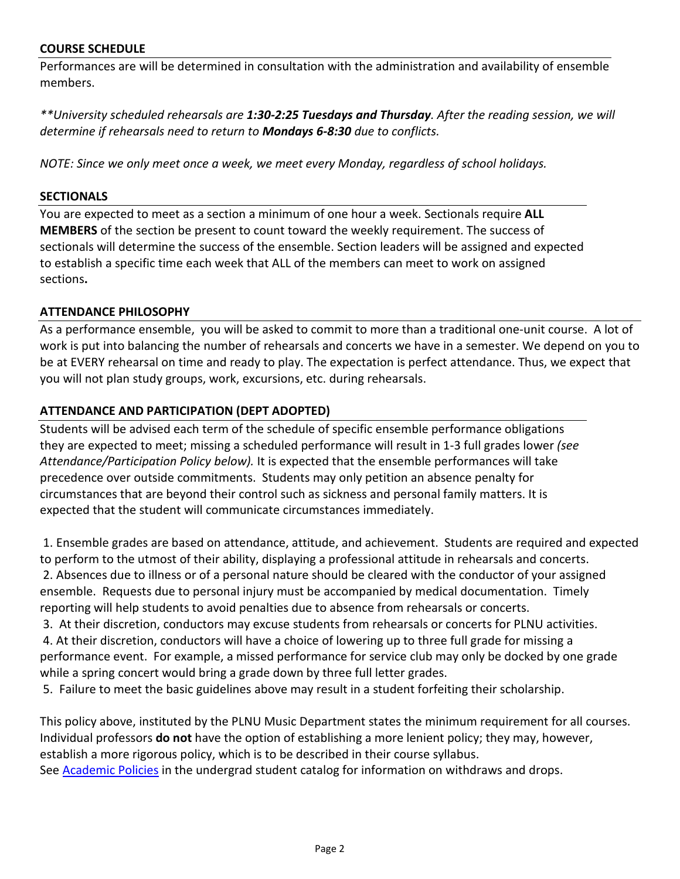## COURSE SCHEDULE

Performances are will be determined in consultation with the administration and availability of ensemble members.

*\*\*University scheduled rehearsals are **1:30-2:25 Tuesdays and Thursday**. After the reading session, we will determine if rehearsals need to return to **Mondays 6-8:30** due to conflicts.*

*NOTE: Since we only meet once a week, we meet every Monday, regardless of school holidays.*

## SECTIONALS

You are expected to meet as a section a minimum of one hour a week. Sectionals require **ALL MEMBERS** of the section be present to count toward the weekly requirement. The success of sectionals will determine the success of the ensemble. Section leaders will be assigned and expected to establish a specific time each week that ALL of the members can meet to work on assigned sections**.**

## ATTENDANCE PHILOSOPHY

As a performance ensemble, you will be asked to commit to more than a traditional one-unit course. A lot of work is put into balancing the number of rehearsals and concerts we have in a semester. We depend on you to be at EVERY rehearsal on time and ready to play. The expectation is perfect attendance. Thus, we expect that you will not plan study groups, work, excursions, etc. during rehearsals.

## ATTENDANCE AND PARTICIPATION (DEPT ADOPTED)

Students will be advised each term of the schedule of specific ensemble performance obligations they are expected to meet; missing a scheduled performance will result in 1-3 full grades lower *(see Attendance/Participation Policy below).* It is expected that the ensemble performances will take precedence over outside commitments. Students may only petition an absence penalty for circumstances that are beyond their control such as sickness and personal family matters. It is expected that the student will communicate circumstances immediately.

1. Ensemble grades are based on attendance, attitude, and achievement. Students are required and expected to perform to the utmost of their ability, displaying a professional attitude in rehearsals and concerts.
2. Absences due to illness or of a personal nature should be cleared with the conductor of your assigned ensemble. Requests due to personal injury must be accompanied by medical documentation. Timely reporting will help students to avoid penalties due to absence from rehearsals or concerts.
3. At their discretion, conductors may excuse students from rehearsals or concerts for PLNU activities.
4. At their discretion, conductors will have a choice of lowering up to three full grade for missing a performance event. For example, a missed performance for service club may only be docked by one grade while a spring concert would bring a grade down by three full letter grades.
5. Failure to meet the basic guidelines above may result in a student forfeiting their scholarship.

This policy above, instituted by the PLNU Music Department states the minimum requirement for all courses. Individual professors **do not** have the option of establishing a more lenient policy; they may, however, establish a more rigorous policy, which is to be described in their course syllabus.

See Academic Policies in the undergrad student catalog for information on withdraws and drops.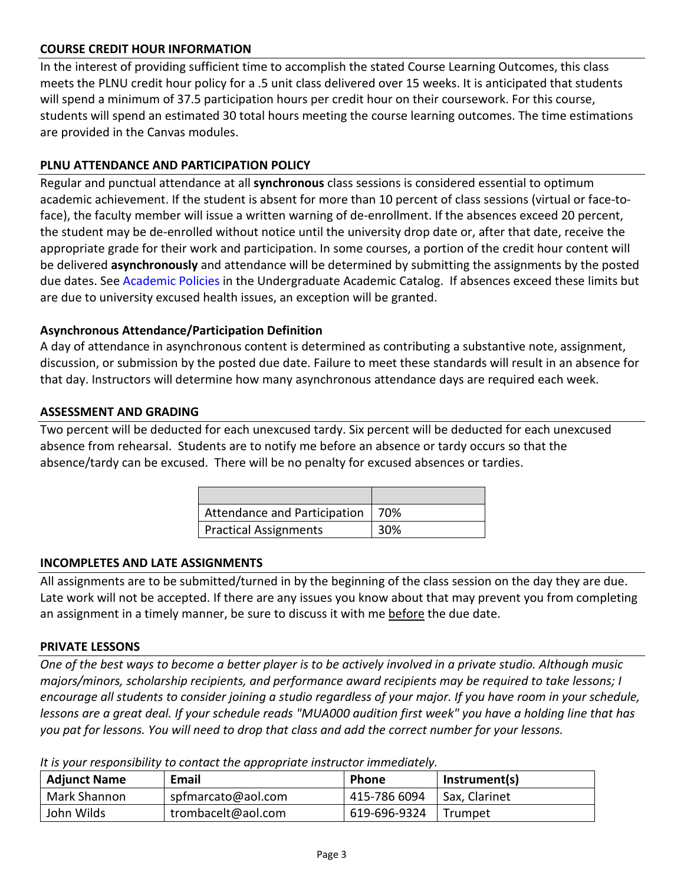## COURSE CREDIT HOUR INFORMATION

In the interest of providing sufficient time to accomplish the stated Course Learning Outcomes, this class meets the PLNU credit hour policy for a .5 unit class delivered over 15 weeks. It is anticipated that students will spend a minimum of 37.5 participation hours per credit hour on their coursework. For this course, students will spend an estimated 30 total hours meeting the course learning outcomes. The time estimations are provided in the Canvas modules.

## PLNU ATTENDANCE AND PARTICIPATION POLICY

Regular and punctual attendance at all **synchronous** class sessions is considered essential to optimum academic achievement. If the student is absent for more than 10 percent of class sessions (virtual or face-to-face), the faculty member will issue a written warning of de-enrollment. If the absences exceed 20 percent, the student may be de-enrolled without notice until the university drop date or, after that date, receive the appropriate grade for their work and participation. In some courses, a portion of the credit hour content will be delivered **asynchronously** and attendance will be determined by submitting the assignments by the posted due dates. See Academic Policies in the Undergraduate Academic Catalog. If absences exceed these limits but are due to university excused health issues, an exception will be granted.

### Asynchronous Attendance/Participation Definition

A day of attendance in asynchronous content is determined as contributing a substantive note, assignment, discussion, or submission by the posted due date. Failure to meet these standards will result in an absence for that day. Instructors will determine how many asynchronous attendance days are required each week.

## ASSESSMENT AND GRADING

Two percent will be deducted for each unexcused tardy. Six percent will be deducted for each unexcused absence from rehearsal. Students are to notify me before an absence or tardy occurs so that the absence/tardy can be excused. There will be no penalty for excused absences or tardies.

| | |
|---|---|
| Attendance and Participation | 70% |
| Practical Assignments | 30% |

## INCOMPLETES AND LATE ASSIGNMENTS

All assignments are to be submitted/turned in by the beginning of the class session on the day they are due. Late work will not be accepted. If there are any issues you know about that may prevent you from completing an assignment in a timely manner, be sure to discuss it with me before the due date.

## PRIVATE LESSONS

*One of the best ways to become a better player is to be actively involved in a private studio. Although music majors/minors, scholarship recipients, and performance award recipients may be required to take lessons; I encourage all students to consider joining a studio regardless of your major. If you have room in your schedule, lessons are a great deal. If your schedule reads "MUA000 audition first week" you have a holding line that has you pat for lessons. You will need to drop that class and add the correct number for your lessons.*

*It is your responsibility to contact the appropriate instructor immediately.*

| Adjunct Name | Email | Phone | Instrument(s) |
|---|---|---|---|
| Mark Shannon | spfmarcato@aol.com | 415-786 6094 | Sax, Clarinet |
| John Wilds | trombacelt@aol.com | 619-696-9324 | Trumpet |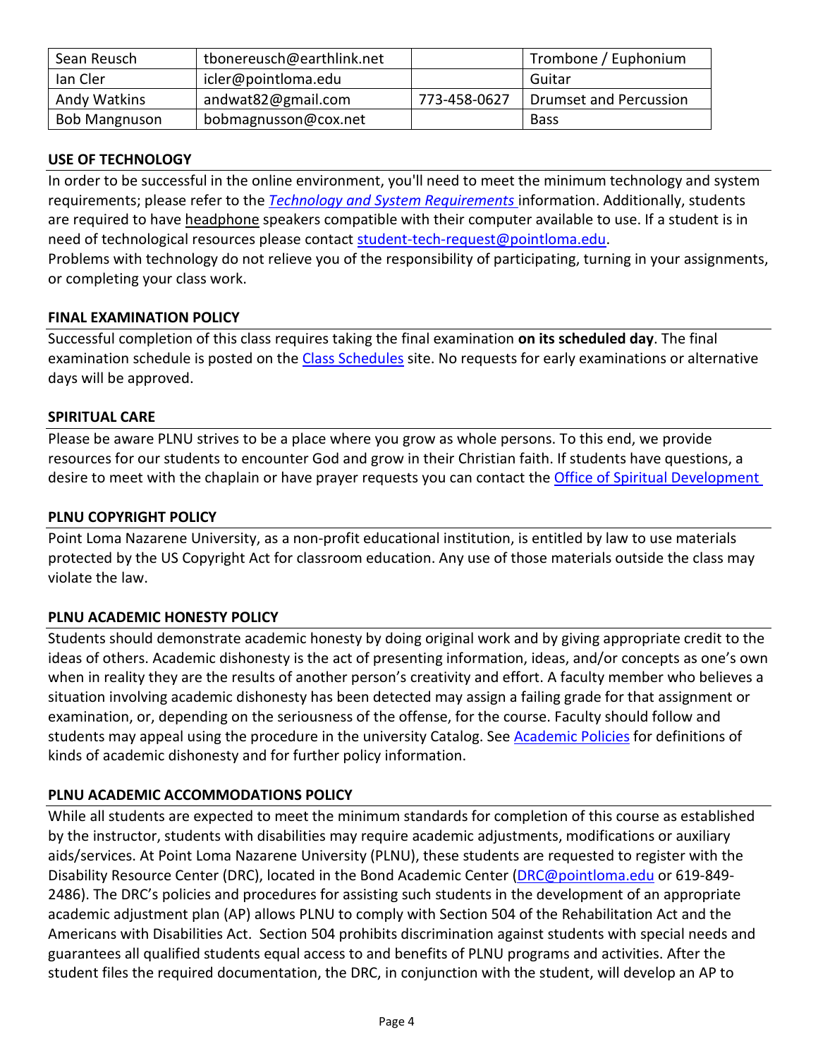| Sean Reusch | tbonereusch@earthlink.net | | Trombone / Euphonium |
|---|---|---|---|
| Ian Cler | icler@pointloma.edu | | Guitar |
| Andy Watkins | andwat82@gmail.com | 773-458-0627 | Drumset and Percussion |
| Bob Mangnuson | bobmagnusson@cox.net | | Bass |

## USE OF TECHNOLOGY

In order to be successful in the online environment, you'll need to meet the minimum technology and system requirements; please refer to the *Technology and System Requirements* information. Additionally, students are required to have headphone speakers compatible with their computer available to use. If a student is in need of technological resources please contact student-tech-request@pointloma.edu.

Problems with technology do not relieve you of the responsibility of participating, turning in your assignments, or completing your class work.

## FINAL EXAMINATION POLICY

Successful completion of this class requires taking the final examination **on its scheduled day**. The final examination schedule is posted on the Class Schedules site. No requests for early examinations or alternative days will be approved.

## SPIRITUAL CARE

Please be aware PLNU strives to be a place where you grow as whole persons. To this end, we provide resources for our students to encounter God and grow in their Christian faith. If students have questions, a desire to meet with the chaplain or have prayer requests you can contact the Office of Spiritual Development

## PLNU COPYRIGHT POLICY

Point Loma Nazarene University, as a non-profit educational institution, is entitled by law to use materials protected by the US Copyright Act for classroom education. Any use of those materials outside the class may violate the law.

## PLNU ACADEMIC HONESTY POLICY

Students should demonstrate academic honesty by doing original work and by giving appropriate credit to the ideas of others. Academic dishonesty is the act of presenting information, ideas, and/or concepts as one's own when in reality they are the results of another person's creativity and effort. A faculty member who believes a situation involving academic dishonesty has been detected may assign a failing grade for that assignment or examination, or, depending on the seriousness of the offense, for the course. Faculty should follow and students may appeal using the procedure in the university Catalog. See Academic Policies for definitions of kinds of academic dishonesty and for further policy information.

## PLNU ACADEMIC ACCOMMODATIONS POLICY

While all students are expected to meet the minimum standards for completion of this course as established by the instructor, students with disabilities may require academic adjustments, modifications or auxiliary aids/services. At Point Loma Nazarene University (PLNU), these students are requested to register with the Disability Resource Center (DRC), located in the Bond Academic Center (DRC@pointloma.edu or 619-849-2486). The DRC's policies and procedures for assisting such students in the development of an appropriate academic adjustment plan (AP) allows PLNU to comply with Section 504 of the Rehabilitation Act and the Americans with Disabilities Act. Section 504 prohibits discrimination against students with special needs and guarantees all qualified students equal access to and benefits of PLNU programs and activities. After the student files the required documentation, the DRC, in conjunction with the student, will develop an AP to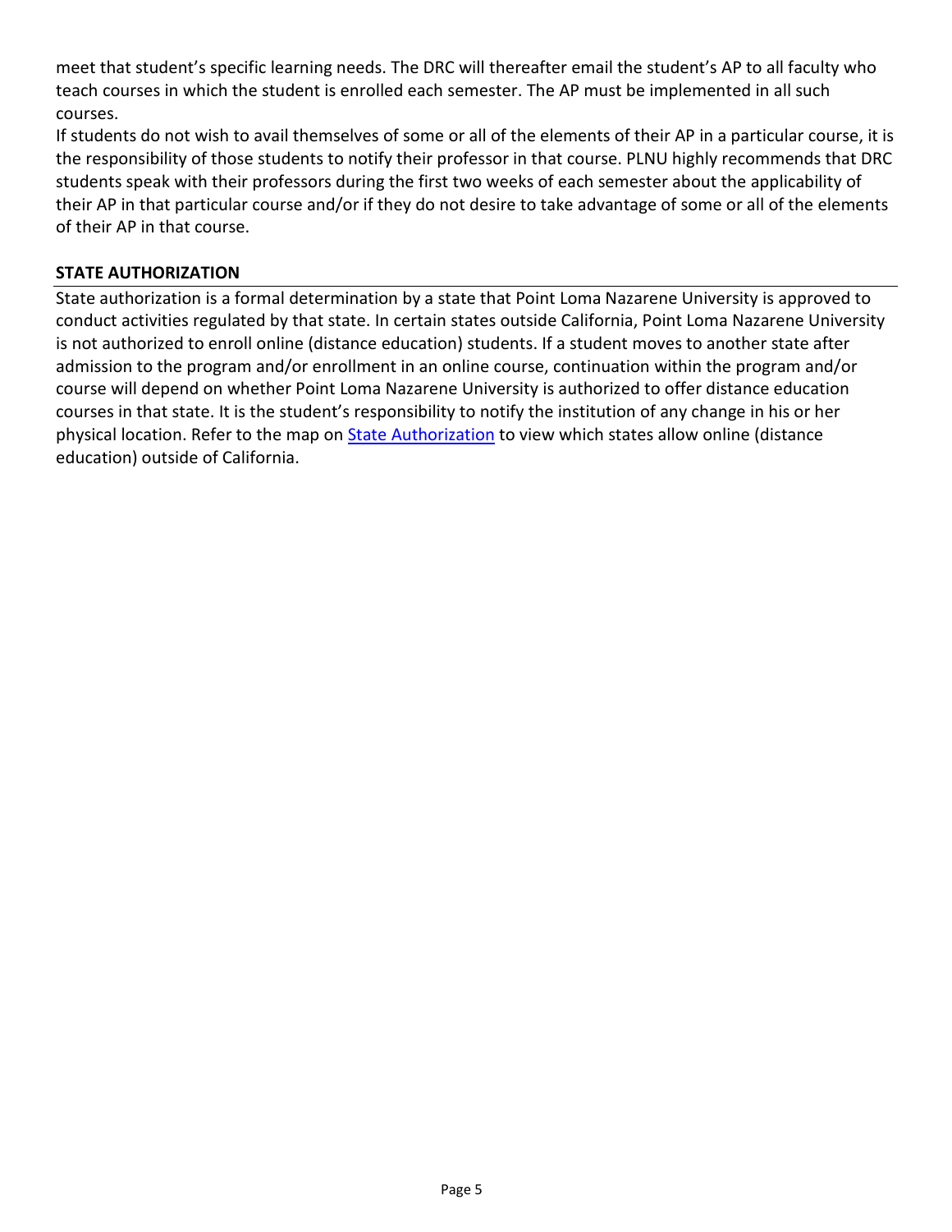meet that student's specific learning needs. The DRC will thereafter email the student's AP to all faculty who teach courses in which the student is enrolled each semester. The AP must be implemented in all such courses.

If students do not wish to avail themselves of some or all of the elements of their AP in a particular course, it is the responsibility of those students to notify their professor in that course. PLNU highly recommends that DRC students speak with their professors during the first two weeks of each semester about the applicability of their AP in that particular course and/or if they do not desire to take advantage of some or all of the elements of their AP in that course.

## STATE AUTHORIZATION

State authorization is a formal determination by a state that Point Loma Nazarene University is approved to conduct activities regulated by that state. In certain states outside California, Point Loma Nazarene University is not authorized to enroll online (distance education) students. If a student moves to another state after admission to the program and/or enrollment in an online course, continuation within the program and/or course will depend on whether Point Loma Nazarene University is authorized to offer distance education courses in that state. It is the student's responsibility to notify the institution of any change in his or her physical location. Refer to the map on State Authorization to view which states allow online (distance education) outside of California.